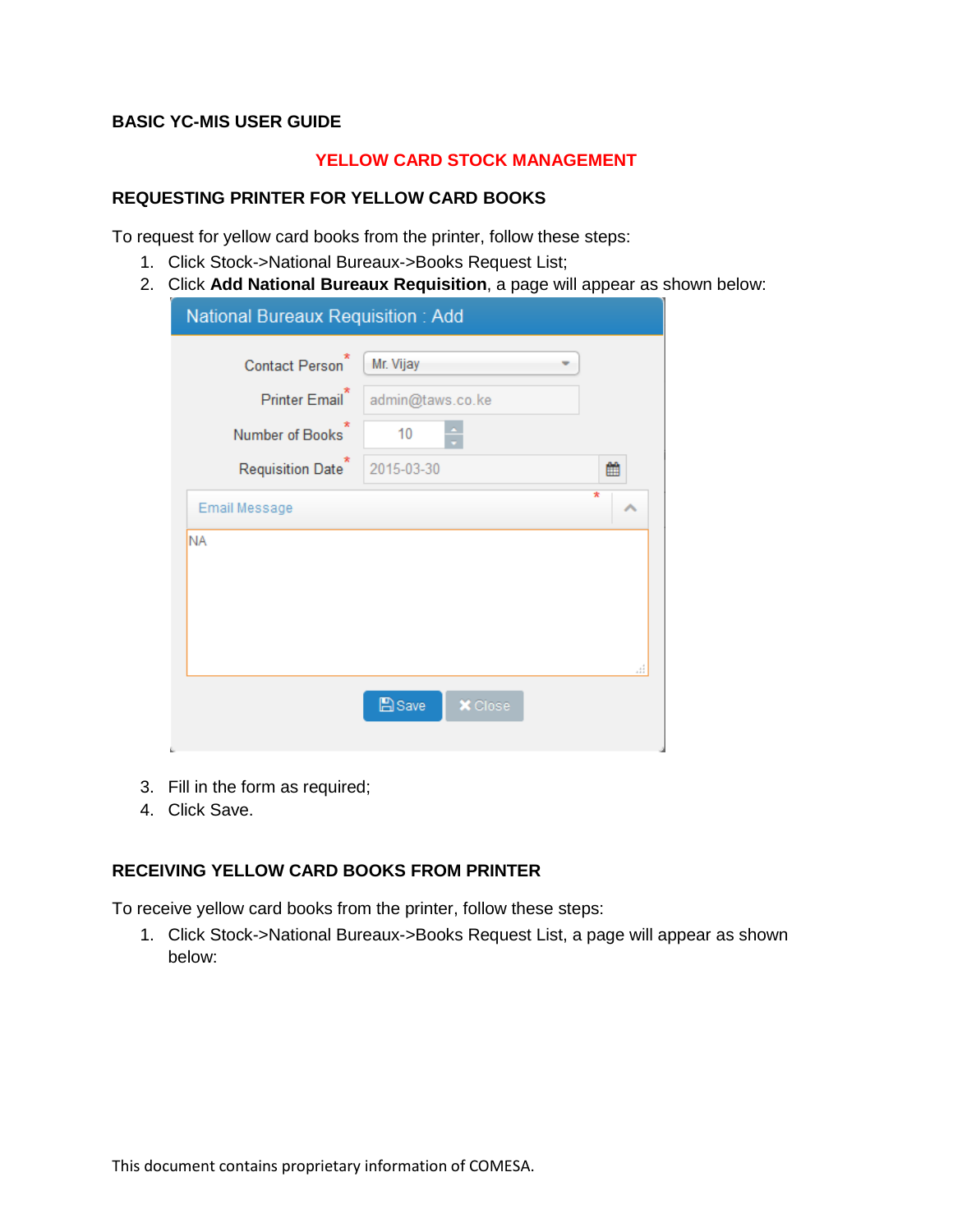**BASIC YC-MIS USER GUIDE**

## YELLOW CARD STOCK MANAGEMENT

### REQUESTING PRINTER FOR YELLOW CARD BOOKS

To request for yellow card books from the printer, follow these steps:

1. Click Stock->National Bureaux->Books Request List;
2. Click **Add National Bureaux Requisition**, a page will appear as shown below:
3. Fill in the form as required;
4. Click Save.

### RECEIVING YELLOW CARD BOOKS FROM PRINTER

To receive yellow card books from the printer, follow these steps:

1. Click Stock->National Bureaux->Books Request List, a page will appear as shown below:

This document contains proprietary information of COMESA.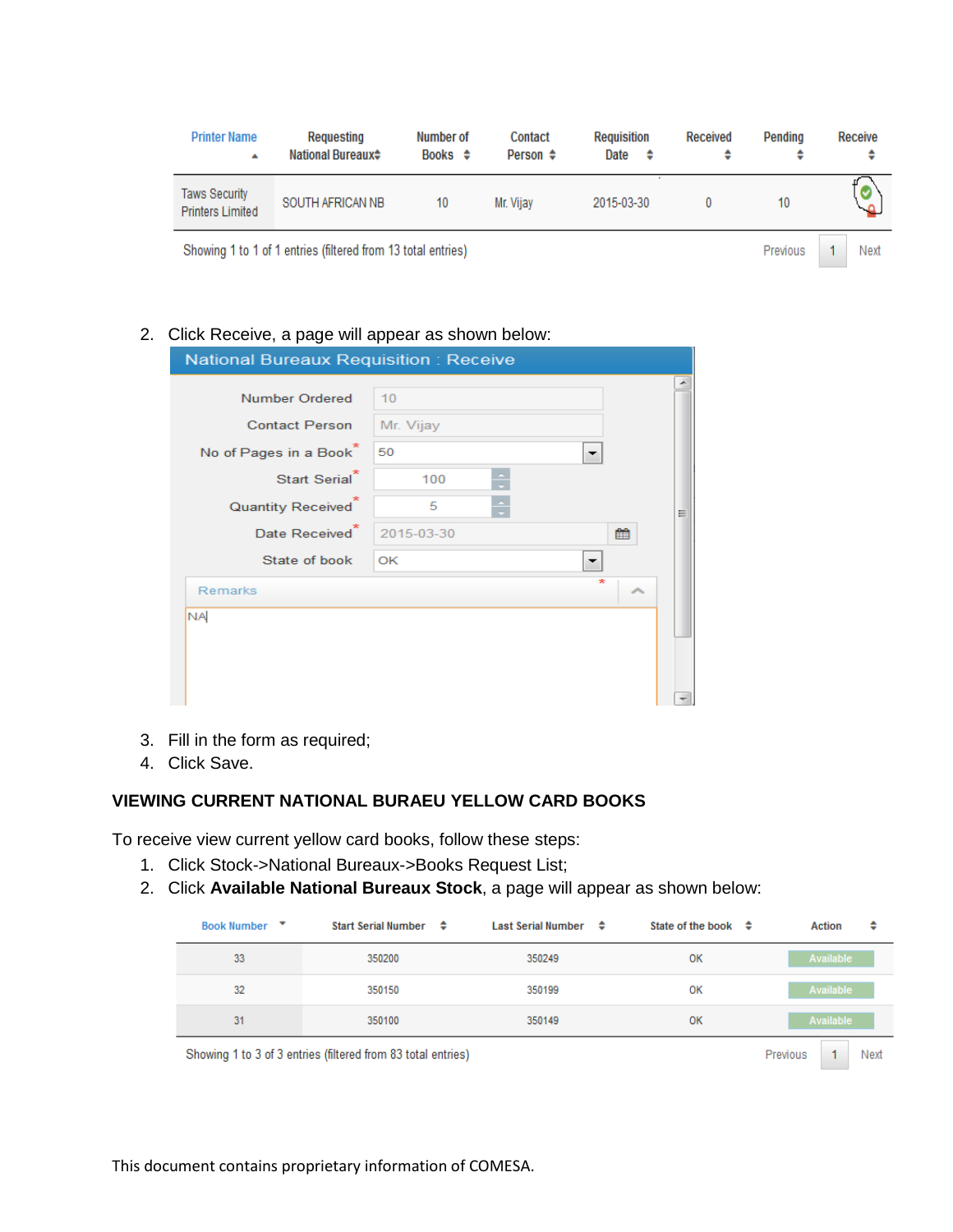| Printer Name | Requesting National Bureaux | Number of Books | Contact Person | Requisition Date | Received | Pending | Receive |
|---|---|---|---|---|---|---|---|
| Taws Security Printers Limited | SOUTH AFRICAN NB | 10 | Mr. Vijay | 2015-03-30 | 0 | 10 | |

Showing 1 to 1 of 1 entries (filtered from 13 total entries) Previous 1 Next

2. Click Receive, a page will appear as shown below:

National Bureaux Requisition : Receive

| | |
|---|---|
| Number Ordered | 10 |
| Contact Person | Mr. Vijay |
| No of Pages in a Book* | 50 |
| Start Serial* | 100 |
| Quantity Received* | 5 |
| Date Received* | 2015-03-30 |
| State of book | OK |

Remarks*

NA

3. Fill in the form as required;
4. Click Save.

## VIEWING CURRENT NATIONAL BURAEU YELLOW CARD BOOKS

To receive view current yellow card books, follow these steps:

1. Click Stock->National Bureaux->Books Request List;
2. Click **Available National Bureaux Stock**, a page will appear as shown below:

| Book Number | Start Serial Number | Last Serial Number | State of the book | Action |
|---|---|---|---|---|
| 33 | 350200 | 350249 | OK | Available |
| 32 | 350150 | 350199 | OK | Available |
| 31 | 350100 | 350149 | OK | Available |

Showing 1 to 3 of 3 entries (filtered from 83 total entries) Previous 1 Next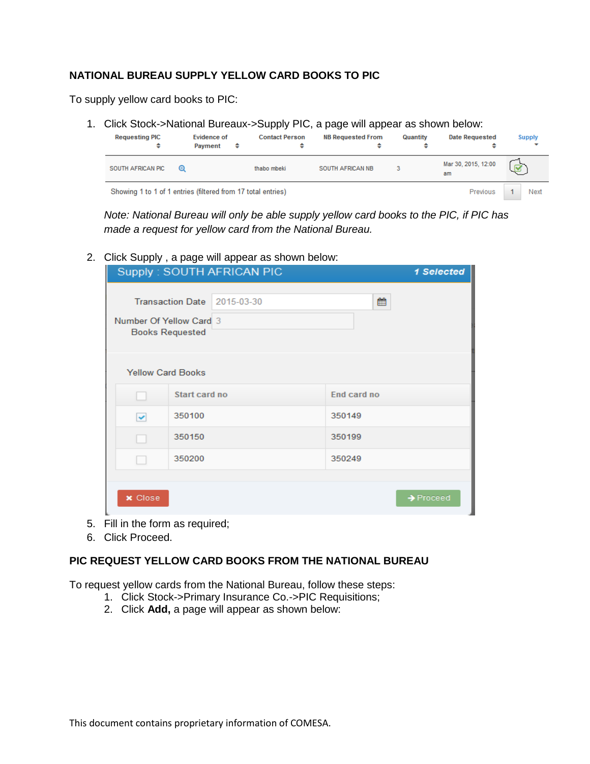## NATIONAL BUREAU SUPPLY YELLOW CARD BOOKS TO PIC

To supply yellow card books to PIC:

1. Click Stock->National Bureaux->Supply PIC, a page will appear as shown below:

| Requesting PIC | Evidence of Payment | Contact Person | NB Requested From | Quantity | Date Requested | Supply |
|---|---|---|---|---|---|---|
| SOUTH AFRICAN PIC | | thabo mbeki | SOUTH AFRICAN NB | 3 | Mar 30, 2015, 12:00 am | |

Showing 1 to 1 of 1 entries (filtered from 17 total entries) Previous 1 Next

*Note: National Bureau will only be able supply yellow card books to the PIC, if PIC has made a request for yellow card from the National Bureau.*

2. Click Supply , a page will appear as shown below:

Supply : SOUTH AFRICAN PIC — *1 Selected*

Transaction Date: 2015-03-30

Number Of Yellow Card Books Requested: 3

Yellow Card Books

| | Start card no | End card no |
|---|---|---|
| ☑ | 350100 | 350149 |
| ☐ | 350150 | 350199 |
| ☐ | 350200 | 350249 |

Close | Proceed

5. Fill in the form as required;
6. Click Proceed.

## PIC REQUEST YELLOW CARD BOOKS FROM THE NATIONAL BUREAU

To request yellow cards from the National Bureau, follow these steps:

1. Click Stock->Primary Insurance Co.->PIC Requisitions;
2. Click **Add,** a page will appear as shown below: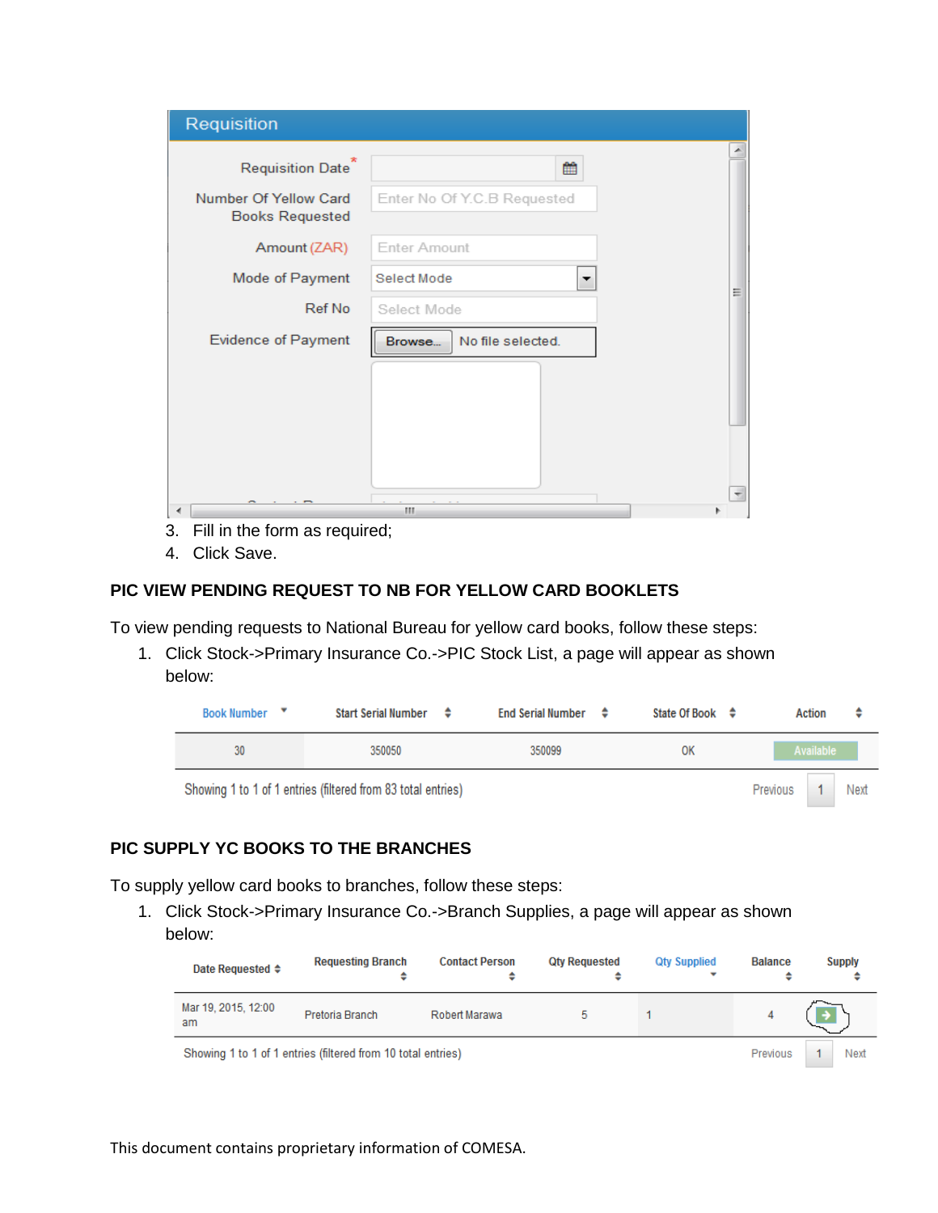| Requisition | |
|---|---|
| Requisition Date* | |
| Number Of Yellow Card Books Requested | Enter No Of Y.C.B Requested |
| Amount (ZAR) | Enter Amount |
| Mode of Payment | Select Mode |
| Ref No | Select Mode |
| Evidence of Payment | Browse... No file selected. |

3. Fill in the form as required;
4. Click Save.

## PIC VIEW PENDING REQUEST TO NB FOR YELLOW CARD BOOKLETS

To view pending requests to National Bureau for yellow card books, follow these steps:

1. Click Stock->Primary Insurance Co.->PIC Stock List, a page will appear as shown below:

| Book Number | Start Serial Number | End Serial Number | State Of Book | Action |
|---|---|---|---|---|
| 30 | 350050 | 350099 | OK | Available |

Showing 1 to 1 of 1 entries (filtered from 83 total entries) Previous 1 Next

## PIC SUPPLY YC BOOKS TO THE BRANCHES

To supply yellow card books to branches, follow these steps:

1. Click Stock->Primary Insurance Co.->Branch Supplies, a page will appear as shown below:

| Date Requested | Requesting Branch | Contact Person | Qty Requested | Qty Supplied | Balance | Supply |
|---|---|---|---|---|---|---|
| Mar 19, 2015, 12:00 am | Pretoria Branch | Robert Marawa | 5 | 1 | 4 | |

Showing 1 to 1 of 1 entries (filtered from 10 total entries) Previous 1 Next

This document contains proprietary information of COMESA.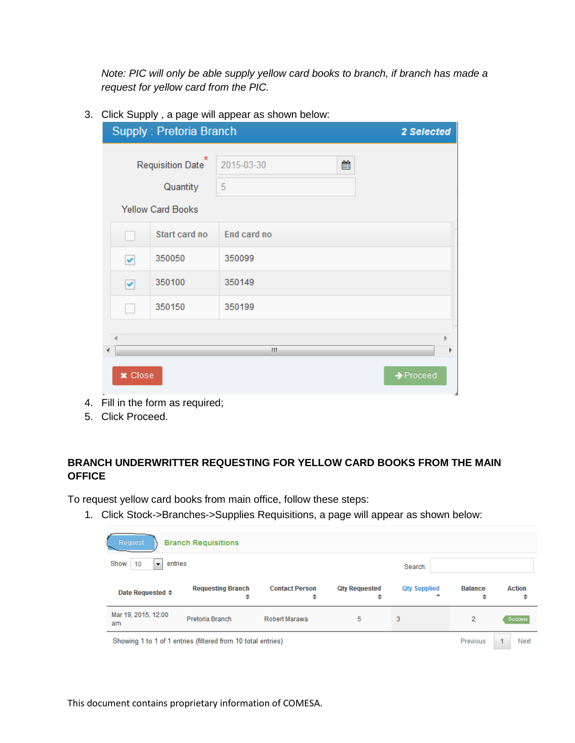*Note: PIC will only be able supply yellow card books to branch, if branch has made a request for yellow card from the PIC.*

3. Click Supply , a page will appear as shown below:

4. Fill in the form as required;
5. Click Proceed.

**BRANCH UNDERWRITTER REQUESTING FOR YELLOW CARD BOOKS FROM THE MAIN OFFICE**

To request yellow card books from main office, follow these steps:

1. Click Stock->Branches->Supplies Requisitions, a page will appear as shown below:

This document contains proprietary information of COMESA.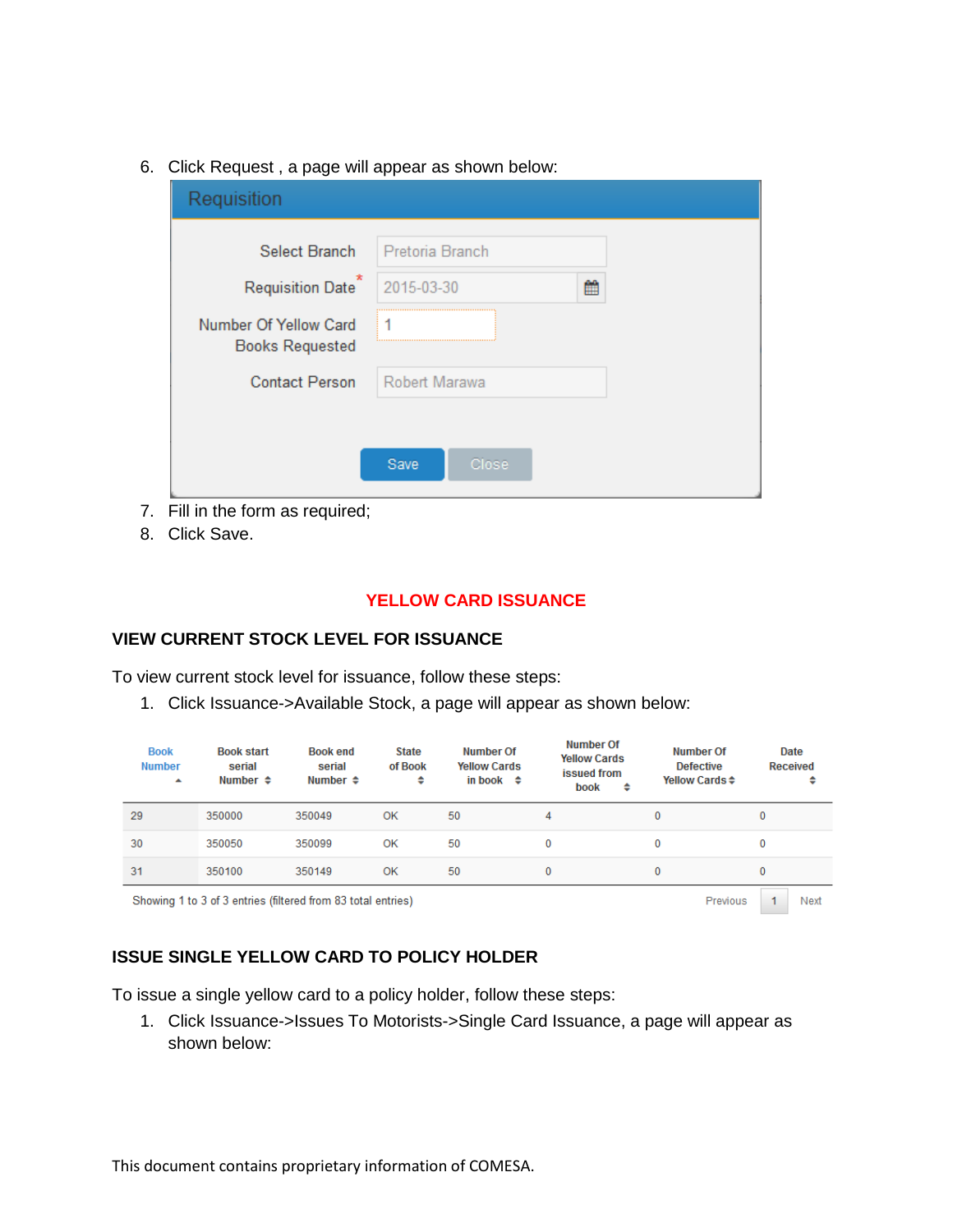6. Click Request , a page will appear as shown below:

**Requisition**

| | |
|---|---|
| Select Branch | Pretoria Branch |
| Requisition Date* | 2015-03-30 |
| Number Of Yellow Card Books Requested | 1 |
| Contact Person | Robert Marawa |

Save | Close

7. Fill in the form as required;
8. Click Save.

## YELLOW CARD ISSUANCE

### VIEW CURRENT STOCK LEVEL FOR ISSUANCE

To view current stock level for issuance, follow these steps:

1. Click Issuance->Available Stock, a page will appear as shown below:

| Book Number | Book start serial Number | Book end serial Number | State of Book | Number Of Yellow Cards in book | Number Of Yellow Cards issued from book | Number Of Defective Yellow Cards | Date Received |
|---|---|---|---|---|---|---|---|
| 29 | 350000 | 350049 | OK | 50 | 4 | 0 | 0 |
| 30 | 350050 | 350099 | OK | 50 | 0 | 0 | 0 |
| 31 | 350100 | 350149 | OK | 50 | 0 | 0 | 0 |

Showing 1 to 3 of 3 entries (filtered from 83 total entries) Previous 1 Next

### ISSUE SINGLE YELLOW CARD TO POLICY HOLDER

To issue a single yellow card to a policy holder, follow these steps:

1. Click Issuance->Issues To Motorists->Single Card Issuance, a page will appear as shown below: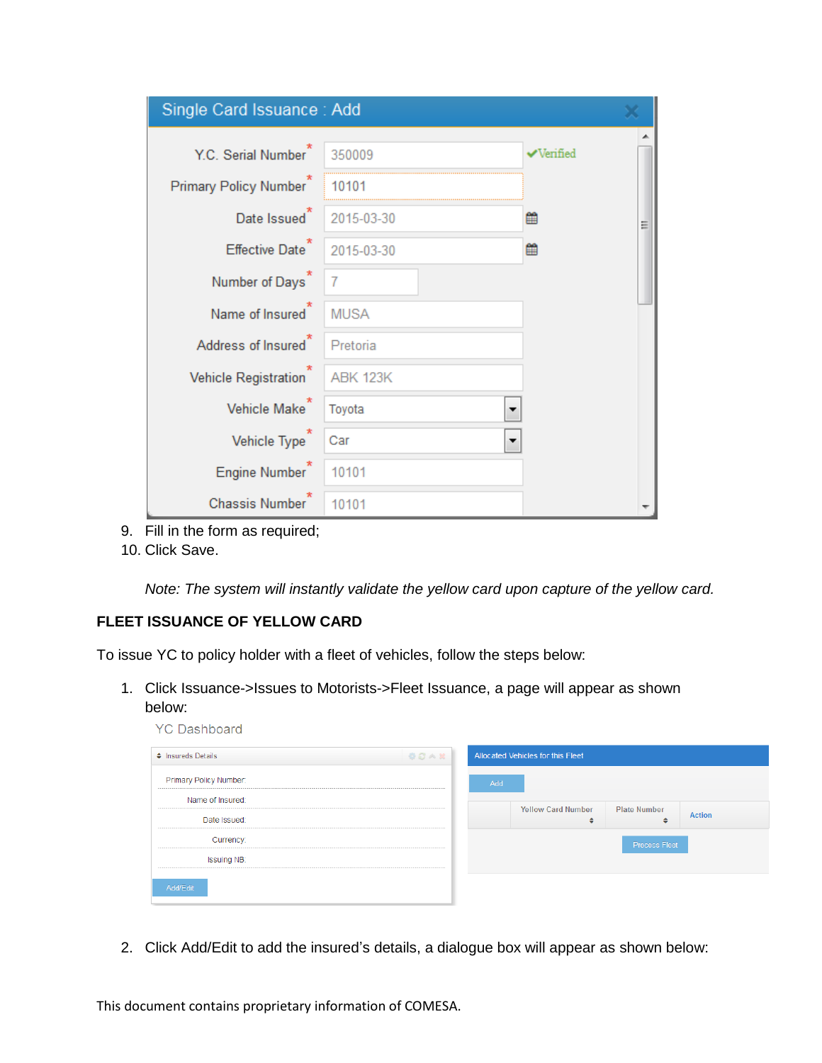9. Fill in the form as required;
10. Click Save.

*Note: The system will instantly validate the yellow card upon capture of the yellow card.*

**FLEET ISSUANCE OF YELLOW CARD**

To issue YC to policy holder with a fleet of vehicles, follow the steps below:

1. Click Issuance->Issues to Motorists->Fleet Issuance, a page will appear as shown below:

2. Click Add/Edit to add the insured's details, a dialogue box will appear as shown below: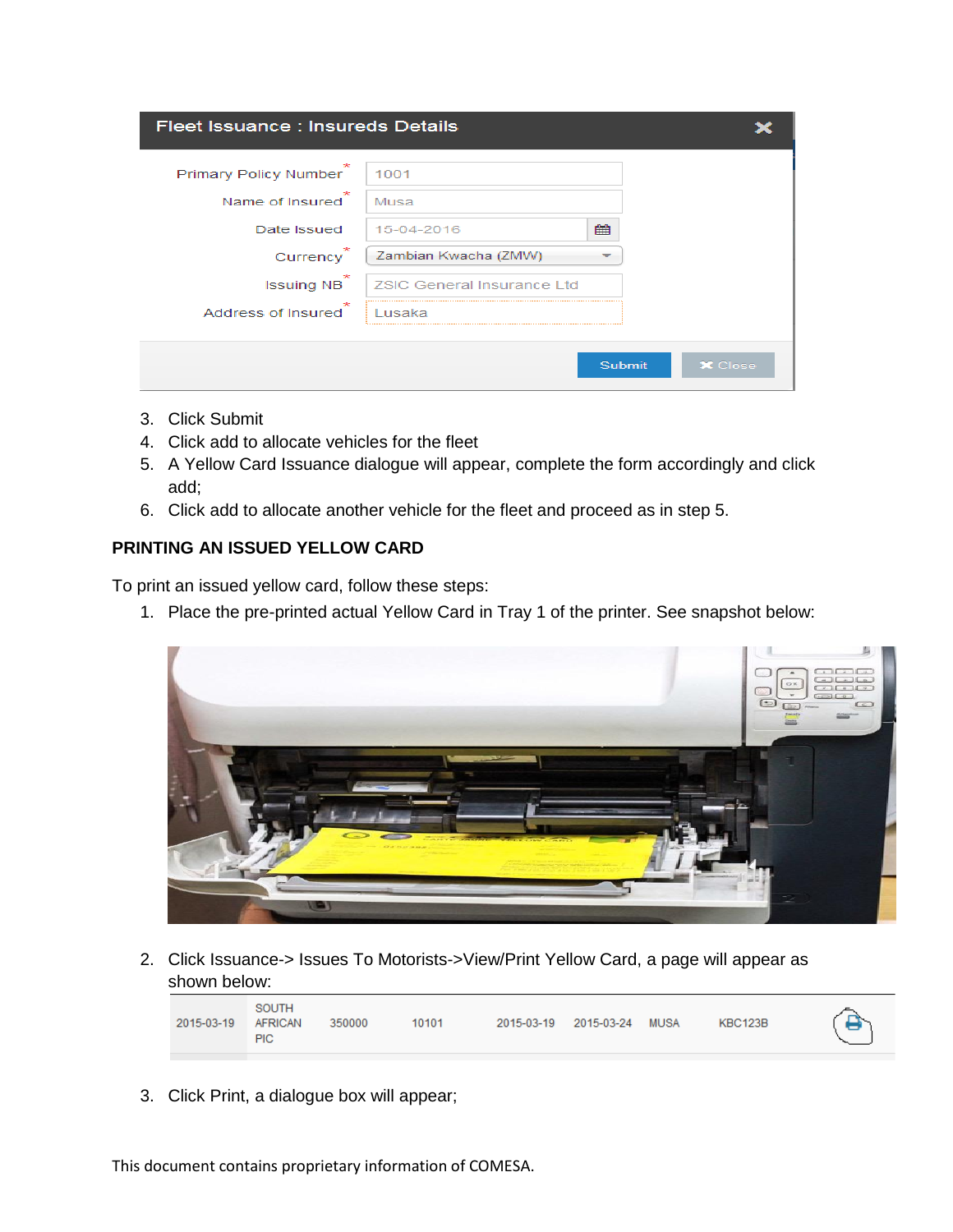| Fleet Issuance : Insureds Details | |
|---|---|
| Primary Policy Number* | 1001 |
| Name of Insured* | Musa |
| Date Issued | 15-04-2016 |
| Currency* | Zambian Kwacha (ZMW) |
| Issuing NB* | ZSIC General Insurance Ltd |
| Address of Insured* | Lusaka |

Submit | Close

3. Click Submit
4. Click add to allocate vehicles for the fleet
5. A Yellow Card Issuance dialogue will appear, complete the form accordingly and click add;
6. Click add to allocate another vehicle for the fleet and proceed as in step 5.

**PRINTING AN ISSUED YELLOW CARD**

To print an issued yellow card, follow these steps:

1. Place the pre-printed actual Yellow Card in Tray 1 of the printer. See snapshot below:

2. Click Issuance-> Issues To Motorists->View/Print Yellow Card, a page will appear as shown below:

| | | | | | | | | |
|---|---|---|---|---|---|---|---|---|
| 2015-03-19 | SOUTH AFRICAN PIC | 350000 | 10101 | 2015-03-19 | 2015-03-24 | MUSA | KBC123B | |

3. Click Print, a dialogue box will appear;

This document contains proprietary information of COMESA.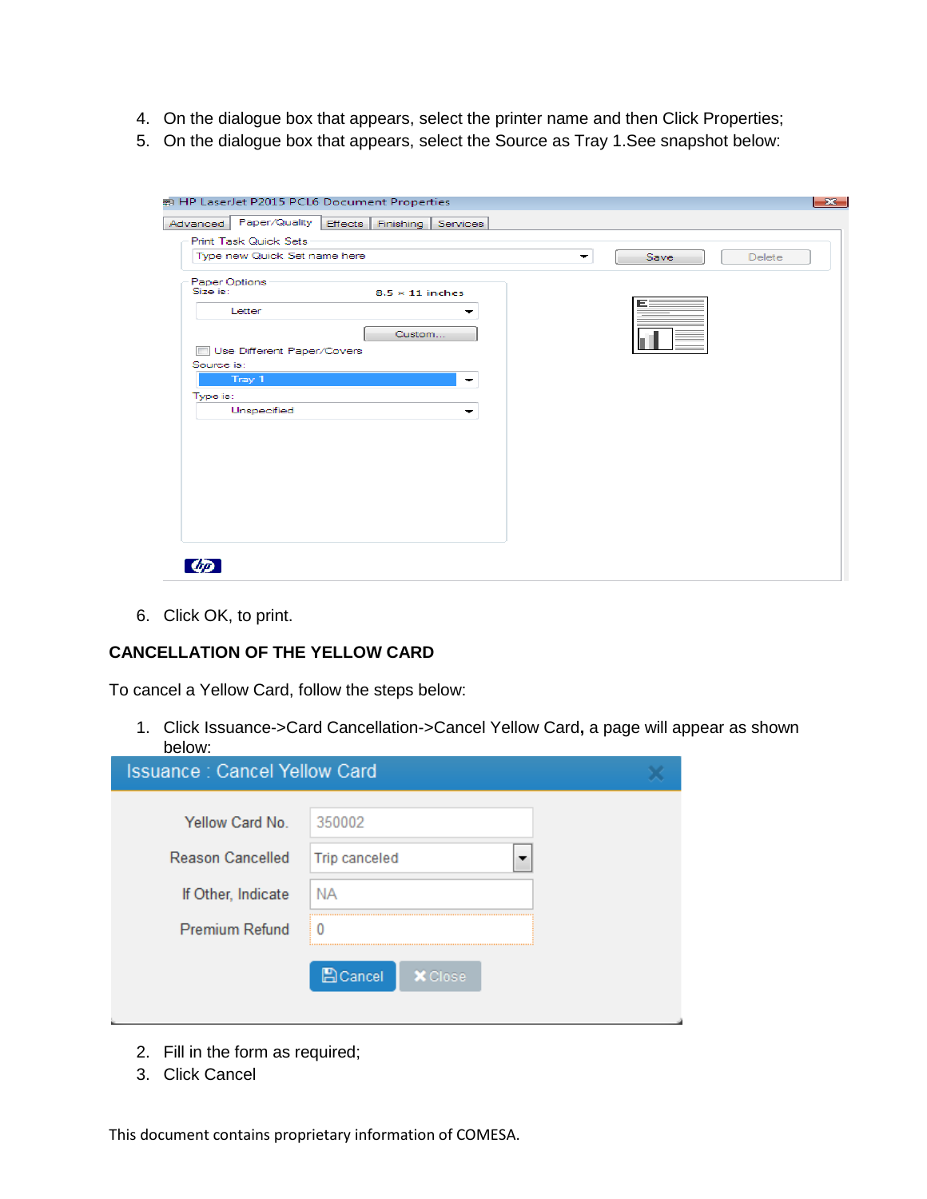4. On the dialogue box that appears, select the printer name and then Click Properties;
5. On the dialogue box that appears, select the Source as Tray 1.See snapshot below:

6. Click OK, to print.

## CANCELLATION OF THE YELLOW CARD

To cancel a Yellow Card, follow the steps below:

1. Click Issuance->Card Cancellation->Cancel Yellow Card**,** a page will appear as shown below:

2. Fill in the form as required;
3. Click Cancel

This document contains proprietary information of COMESA.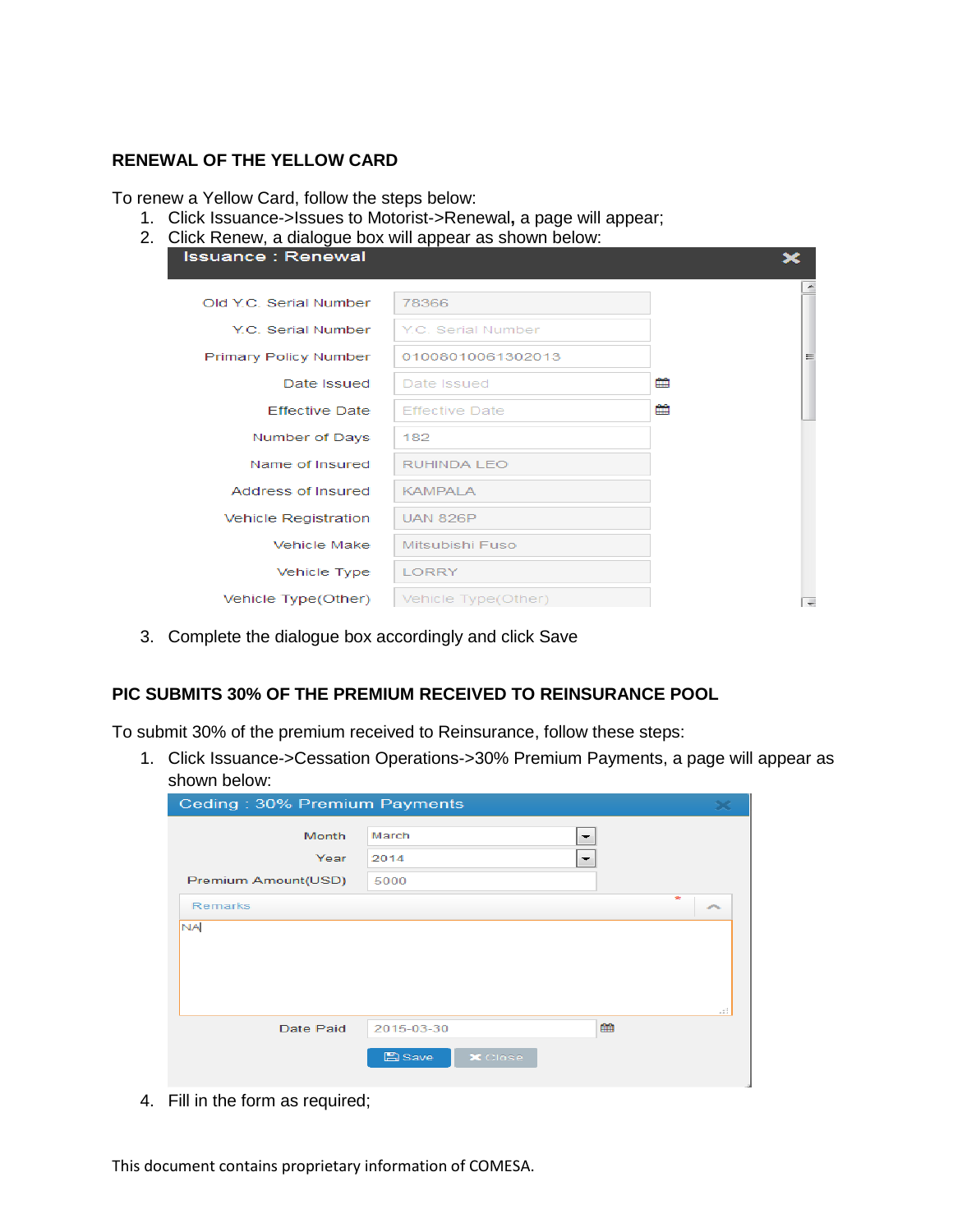## RENEWAL OF THE YELLOW CARD

To renew a Yellow Card, follow the steps below:

1. Click Issuance->Issues to Motorist->Renewal**,** a page will appear;
2. Click Renew, a dialogue box will appear as shown below:

**Issuance : Renewal**

| Field | Value |
|---|---|
| Old Y.C. Serial Number | 78366 |
| Y.C. Serial Number | Y.C. Serial Number |
| Primary Policy Number | 01008010061302013 |
| Date Issued | Date Issued |
| Effective Date | Effective Date |
| Number of Days | 182 |
| Name of Insured | RUHINDA LEO |
| Address of Insured | KAMPALA |
| Vehicle Registration | UAN 826P |
| Vehicle Make | Mitsubishi Fuso |
| Vehicle Type | LORRY |
| Vehicle Type(Other) | Vehicle Type(Other) |

3. Complete the dialogue box accordingly and click Save

## PIC SUBMITS 30% OF THE PREMIUM RECEIVED TO REINSURANCE POOL

To submit 30% of the premium received to Reinsurance, follow these steps:

1. Click Issuance->Cessation Operations->30% Premium Payments, a page will appear as shown below:

**Ceding : 30% Premium Payments**

| Field | Value |
|---|---|
| Month | March |
| Year | 2014 |
| Premium Amount(USD) | 5000 |
| Remarks * | NA |
| Date Paid | 2015-03-30 |

Save | Close

4. Fill in the form as required;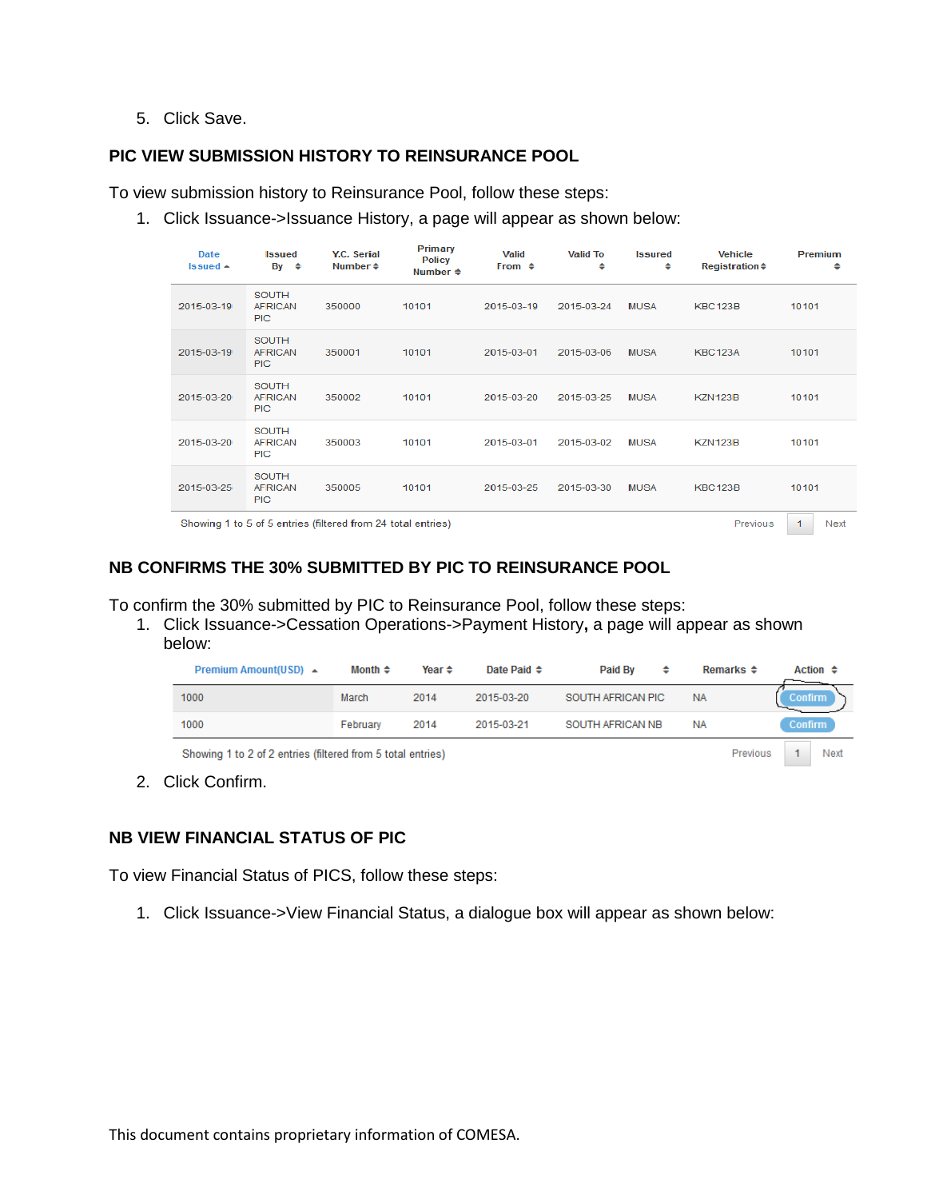5. Click Save.

### PIC VIEW SUBMISSION HISTORY TO REINSURANCE POOL

To view submission history to Reinsurance Pool, follow these steps:

1. Click Issuance->Issuance History, a page will appear as shown below:

| Date Issued | Issued By | Y.C. Serial Number | Primary Policy Number | Valid From | Valid To | Issured | Vehicle Registration | Premium |
|---|---|---|---|---|---|---|---|---|
| 2015-03-19 | SOUTH AFRICAN PIC | 350000 | 10101 | 2015-03-19 | 2015-03-24 | MUSA | KBC123B | 10101 |
| 2015-03-19 | SOUTH AFRICAN PIC | 350001 | 10101 | 2015-03-01 | 2015-03-06 | MUSA | KBC123A | 10101 |
| 2015-03-20 | SOUTH AFRICAN PIC | 350002 | 10101 | 2015-03-20 | 2015-03-25 | MUSA | KZN123B | 10101 |
| 2015-03-20 | SOUTH AFRICAN PIC | 350003 | 10101 | 2015-03-01 | 2015-03-02 | MUSA | KZN123B | 10101 |
| 2015-03-25 | SOUTH AFRICAN PIC | 350005 | 10101 | 2015-03-25 | 2015-03-30 | MUSA | KBC123B | 10101 |

Showing 1 to 5 of 5 entries (filtered from 24 total entries) Previous 1 Next

### NB CONFIRMS THE 30% SUBMITTED BY PIC TO REINSURANCE POOL

To confirm the 30% submitted by PIC to Reinsurance Pool, follow these steps:

1. Click Issuance->Cessation Operations->Payment History**,** a page will appear as shown below:

| Premium Amount(USD) | Month | Year | Date Paid | Paid By | Remarks | Action |
|---|---|---|---|---|---|---|
| 1000 | March | 2014 | 2015-03-20 | SOUTH AFRICAN PIC | NA | Confirm |
| 1000 | February | 2014 | 2015-03-21 | SOUTH AFRICAN NB | NA | Confirm |

Showing 1 to 2 of 2 entries (filtered from 5 total entries) Previous 1 Next

2. Click Confirm.

### NB VIEW FINANCIAL STATUS OF PIC

To view Financial Status of PICS, follow these steps:

1. Click Issuance->View Financial Status, a dialogue box will appear as shown below: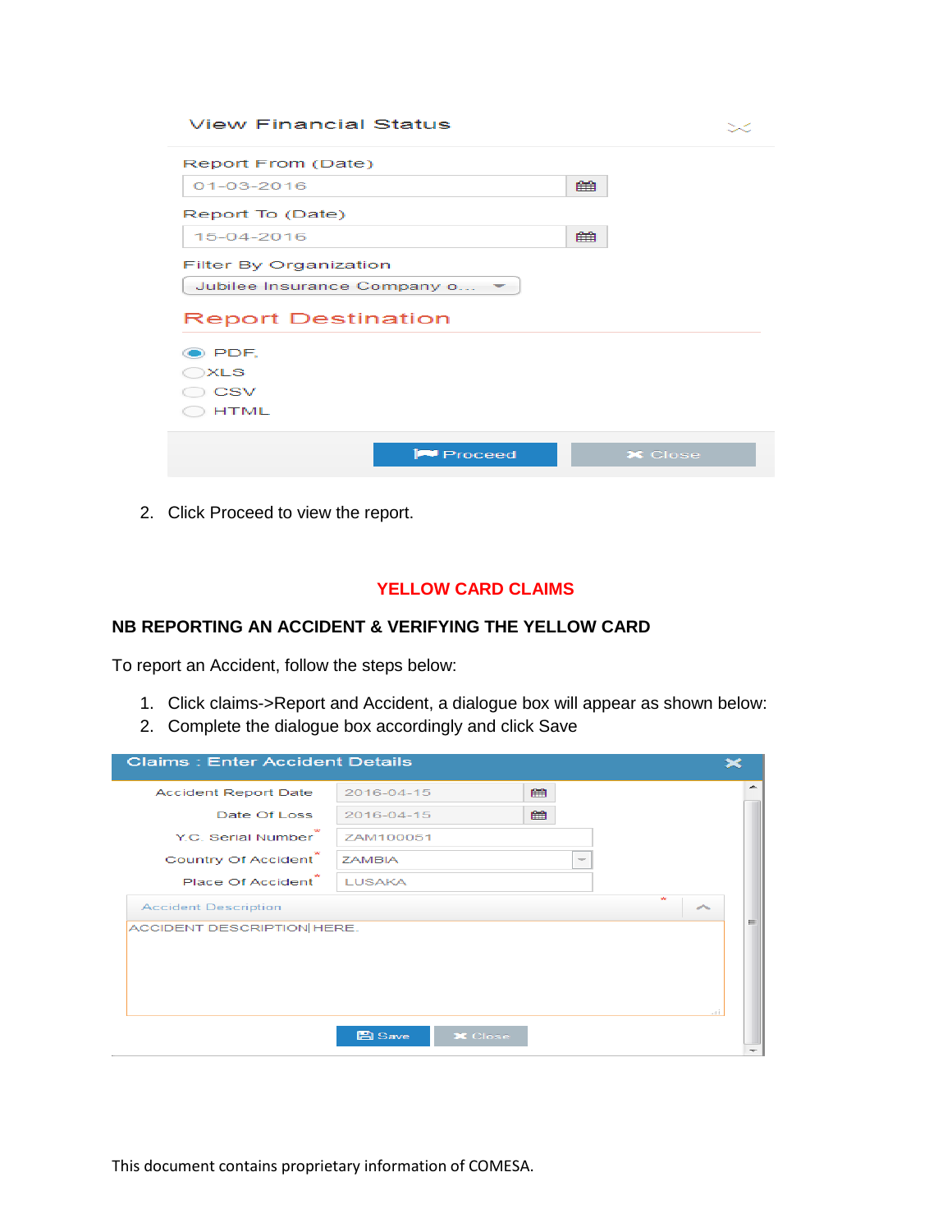View Financial Status

Report From (Date)

01-03-2016

Report To (Date)

15-04-2016

Filter By Organization

Jubilee Insurance Company o...

Report Destination

- PDF
- XLS
- CSV
- HTML

Proceed | Close

2. Click Proceed to view the report.

## YELLOW CARD CLAIMS

### NB REPORTING AN ACCIDENT & VERIFYING THE YELLOW CARD

To report an Accident, follow the steps below:

1. Click claims->Report and Accident, a dialogue box will appear as shown below:
2. Complete the dialogue box accordingly and click Save

Claims : Enter Accident Details

| | |
|---|---|
| Accident Report Date | 2016-04-15 |
| Date Of Loss | 2016-04-15 |
| Y.C. Serial Number* | ZAM100051 |
| Country Of Accident* | ZAMBIA |
| Place Of Accident* | LUSAKA |

Accident Description*

ACCIDENT DESCRIPTION HERE.

Save | Close

This document contains proprietary information of COMESA.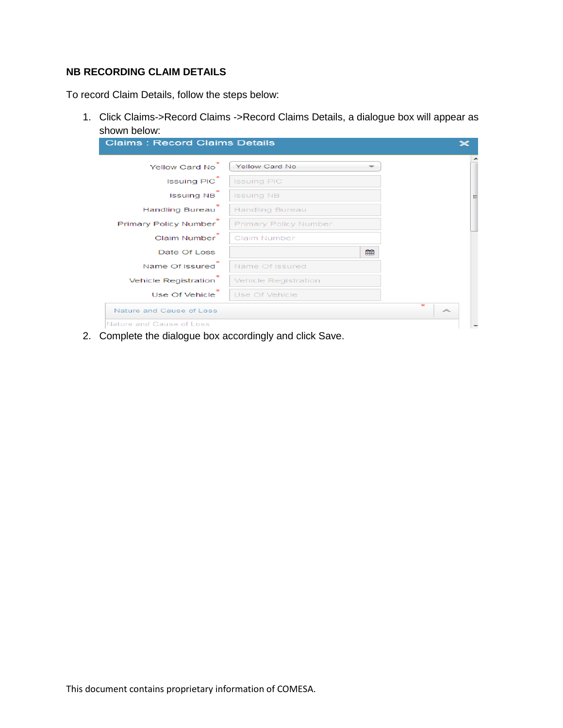**NB RECORDING CLAIM DETAILS**

To record Claim Details, follow the steps below:

1. Click Claims->Record Claims ->Record Claims Details, a dialogue box will appear as shown below:

Claims : Record Claims Details

Yellow Card No*

Issuing PIC*

Issuing NB*

Handling Bureau*

Primary Policy Number*

Claim Number*

Date Of Loss

Name Of Issured*

Vehicle Registration*

Use Of Vehicle*

Nature and Cause of Loss*

2. Complete the dialogue box accordingly and click Save.

This document contains proprietary information of COMESA.